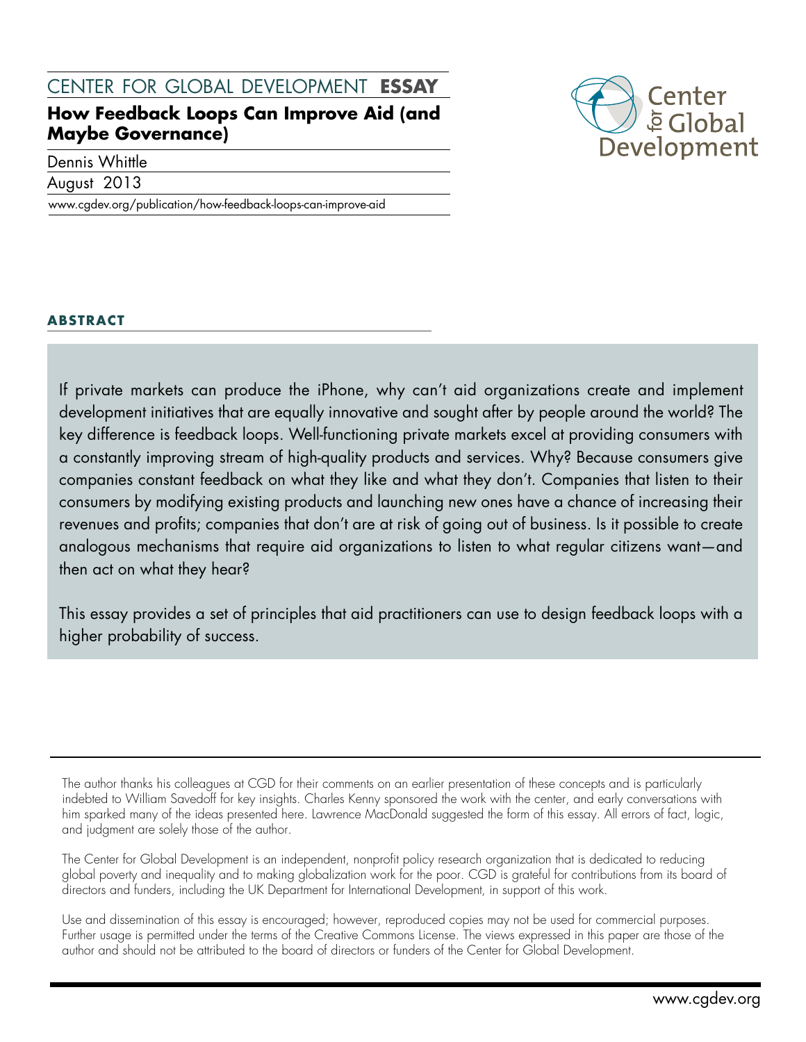CENTER FOR GLOBAL DEVELOPMENT **ESSAY**

# How Feedback Loops Can Improve Aid (and Maybe Governance)

Dennis Whittle

August 2013

www.cgdev.org/publication/how-feedback-loops-can-improve-aid

## ABSTRACT

If private markets can produce the iPhone, why can't aid organizations create and implement development initiatives that are equally innovative and sought after by people around the world? The key difference is feedback loops. Well-functioning private markets excel at providing consumers with a constantly improving stream of high-quality products and services. Why? Because consumers give companies constant feedback on what they like and what they don't. Companies that listen to their consumers by modifying existing products and launching new ones have a chance of increasing their revenues and profits; companies that don't are at risk of going out of business. Is it possible to create analogous mechanisms that require aid organizations to listen to what regular citizens want—and then act on what they hear?

This essay provides a set of principles that aid practitioners can use to design feedback loops with a higher probability of success.

---

The author thanks his colleagues at CGD for their comments on an earlier presentation of these concepts and is particularly indebted to William Savedoff for key insights. Charles Kenny sponsored the work with the center, and early conversations with him sparked many of the ideas presented here. Lawrence MacDonald suggested the form of this essay. All errors of fact, logic, and judgment are solely those of the author.

The Center for Global Development is an independent, nonprofit policy research organization that is dedicated to reducing global poverty and inequality and to making globalization work for the poor. CGD is grateful for contributions from its board of directors and funders, including the UK Department for International Development, in support of this work.

Use and dissemination of this essay is encouraged; however, reproduced copies may not be used for commercial purposes. Further usage is permitted under the terms of the Creative Commons License. The views expressed in this paper are those of the author and should not be attributed to the board of directors or funders of the Center for Global Development.

www.cgdev.org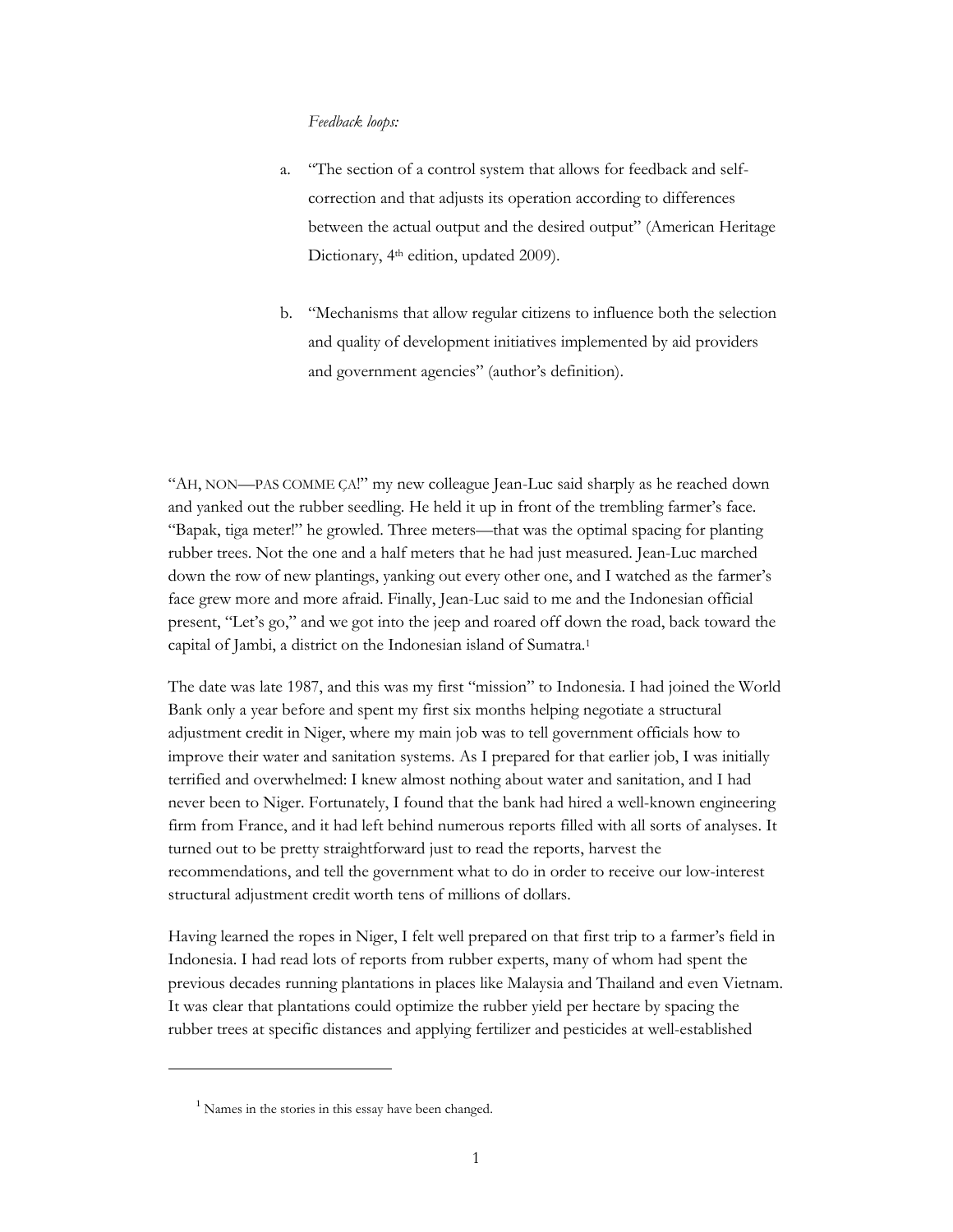*Feedback loops:*

a. "The section of a control system that allows for feedback and self-correction and that adjusts its operation according to differences between the actual output and the desired output" (American Heritage Dictionary, 4th edition, updated 2009).

b. "Mechanisms that allow regular citizens to influence both the selection and quality of development initiatives implemented by aid providers and government agencies" (author's definition).

"AH, NON—PAS COMME ÇA!" my new colleague Jean-Luc said sharply as he reached down and yanked out the rubber seedling. He held it up in front of the trembling farmer's face. "Bapak, tiga meter!" he growled. Three meters—that was the optimal spacing for planting rubber trees. Not the one and a half meters that he had just measured. Jean-Luc marched down the row of new plantings, yanking out every other one, and I watched as the farmer's face grew more and more afraid. Finally, Jean-Luc said to me and the Indonesian official present, "Let's go," and we got into the jeep and roared off down the road, back toward the capital of Jambi, a district on the Indonesian island of Sumatra.[1]

The date was late 1987, and this was my first "mission" to Indonesia. I had joined the World Bank only a year before and spent my first six months helping negotiate a structural adjustment credit in Niger, where my main job was to tell government officials how to improve their water and sanitation systems. As I prepared for that earlier job, I was initially terrified and overwhelmed: I knew almost nothing about water and sanitation, and I had never been to Niger. Fortunately, I found that the bank had hired a well-known engineering firm from France, and it had left behind numerous reports filled with all sorts of analyses. It turned out to be pretty straightforward just to read the reports, harvest the recommendations, and tell the government what to do in order to receive our low-interest structural adjustment credit worth tens of millions of dollars.

Having learned the ropes in Niger, I felt well prepared on that first trip to a farmer's field in Indonesia. I had read lots of reports from rubber experts, many of whom had spent the previous decades running plantations in places like Malaysia and Thailand and even Vietnam. It was clear that plantations could optimize the rubber yield per hectare by spacing the rubber trees at specific distances and applying fertilizer and pesticides at well-established

[1] Names in the stories in this essay have been changed.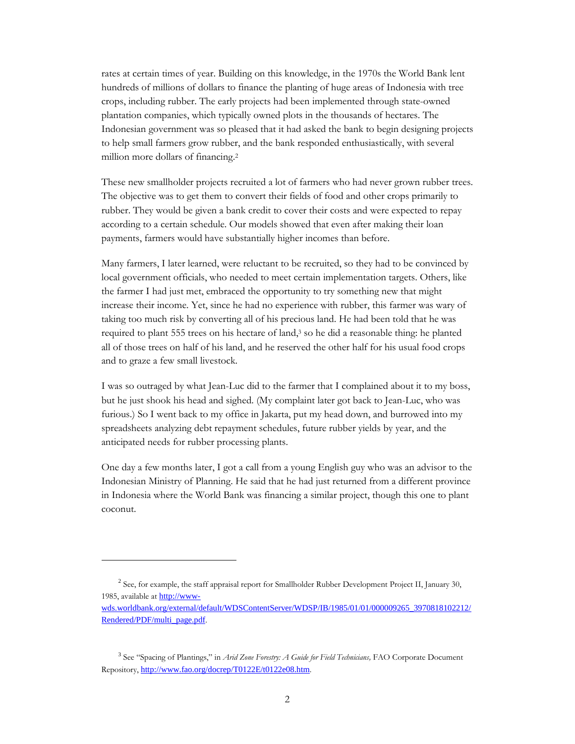rates at certain times of year. Building on this knowledge, in the 1970s the World Bank lent hundreds of millions of dollars to finance the planting of huge areas of Indonesia with tree crops, including rubber. The early projects had been implemented through state-owned plantation companies, which typically owned plots in the thousands of hectares. The Indonesian government was so pleased that it had asked the bank to begin designing projects to help small farmers grow rubber, and the bank responded enthusiastically, with several million more dollars of financing.[2]

These new smallholder projects recruited a lot of farmers who had never grown rubber trees. The objective was to get them to convert their fields of food and other crops primarily to rubber. They would be given a bank credit to cover their costs and were expected to repay according to a certain schedule. Our models showed that even after making their loan payments, farmers would have substantially higher incomes than before.

Many farmers, I later learned, were reluctant to be recruited, so they had to be convinced by local government officials, who needed to meet certain implementation targets. Others, like the farmer I had just met, embraced the opportunity to try something new that might increase their income. Yet, since he had no experience with rubber, this farmer was wary of taking too much risk by converting all of his precious land. He had been told that he was required to plant 555 trees on his hectare of land,[3] so he did a reasonable thing: he planted all of those trees on half of his land, and he reserved the other half for his usual food crops and to graze a few small livestock.

I was so outraged by what Jean-Luc did to the farmer that I complained about it to my boss, but he just shook his head and sighed. (My complaint later got back to Jean-Luc, who was furious.) So I went back to my office in Jakarta, put my head down, and burrowed into my spreadsheets analyzing debt repayment schedules, future rubber yields by year, and the anticipated needs for rubber processing plants.

One day a few months later, I got a call from a young English guy who was an advisor to the Indonesian Ministry of Planning. He said that he had just returned from a different province in Indonesia where the World Bank was financing a similar project, though this one to plant coconut.

---

[2] See, for example, the staff appraisal report for Smallholder Rubber Development Project II, January 30, 1985, available at http://www-wds.worldbank.org/external/default/WDSContentServer/WDSP/IB/1985/01/01/000009265_3970818102212/Rendered/PDF/multi_page.pdf.

[3] See "Spacing of Plantings," in *Arid Zone Forestry: A Guide for Field Technicians,* FAO Corporate Document Repository, http://www.fao.org/docrep/T0122E/t0122e08.htm.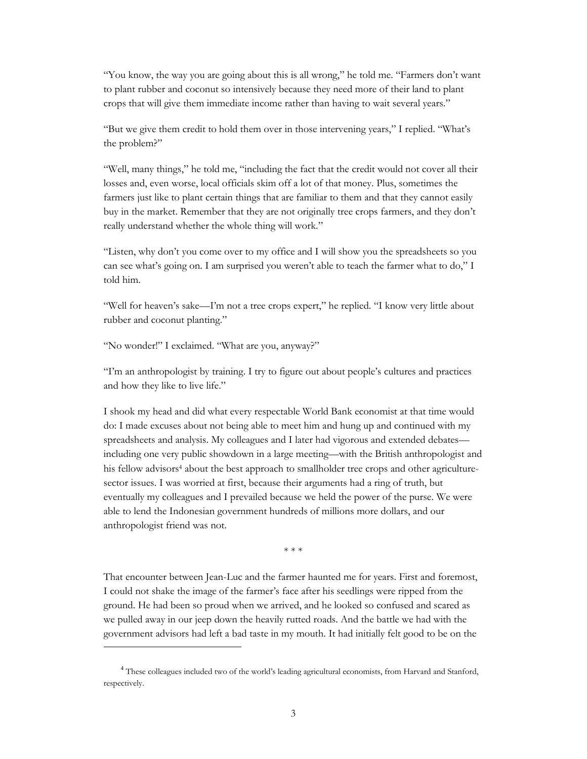"You know, the way you are going about this is all wrong," he told me. "Farmers don't want to plant rubber and coconut so intensively because they need more of their land to plant crops that will give them immediate income rather than having to wait several years."

"But we give them credit to hold them over in those intervening years," I replied. "What's the problem?"

"Well, many things," he told me, "including the fact that the credit would not cover all their losses and, even worse, local officials skim off a lot of that money. Plus, sometimes the farmers just like to plant certain things that are familiar to them and that they cannot easily buy in the market. Remember that they are not originally tree crops farmers, and they don't really understand whether the whole thing will work."

"Listen, why don't you come over to my office and I will show you the spreadsheets so you can see what's going on. I am surprised you weren't able to teach the farmer what to do," I told him.

"Well for heaven's sake—I'm not a tree crops expert," he replied. "I know very little about rubber and coconut planting."

"No wonder!" I exclaimed. "What are you, anyway?"

"I'm an anthropologist by training. I try to figure out about people's cultures and practices and how they like to live life."

I shook my head and did what every respectable World Bank economist at that time would do: I made excuses about not being able to meet him and hung up and continued with my spreadsheets and analysis. My colleagues and I later had vigorous and extended debates—including one very public showdown in a large meeting—with the British anthropologist and his fellow advisors[4] about the best approach to smallholder tree crops and other agriculture-sector issues. I was worried at first, because their arguments had a ring of truth, but eventually my colleagues and I prevailed because we held the power of the purse. We were able to lend the Indonesian government hundreds of millions more dollars, and our anthropologist friend was not.

\* \* \*

That encounter between Jean-Luc and the farmer haunted me for years. First and foremost, I could not shake the image of the farmer's face after his seedlings were ripped from the ground. He had been so proud when we arrived, and he looked so confused and scared as we pulled away in our jeep down the heavily rutted roads. And the battle we had with the government advisors had left a bad taste in my mouth. It had initially felt good to be on the

---

[4] These colleagues included two of the world's leading agricultural economists, from Harvard and Stanford, respectively.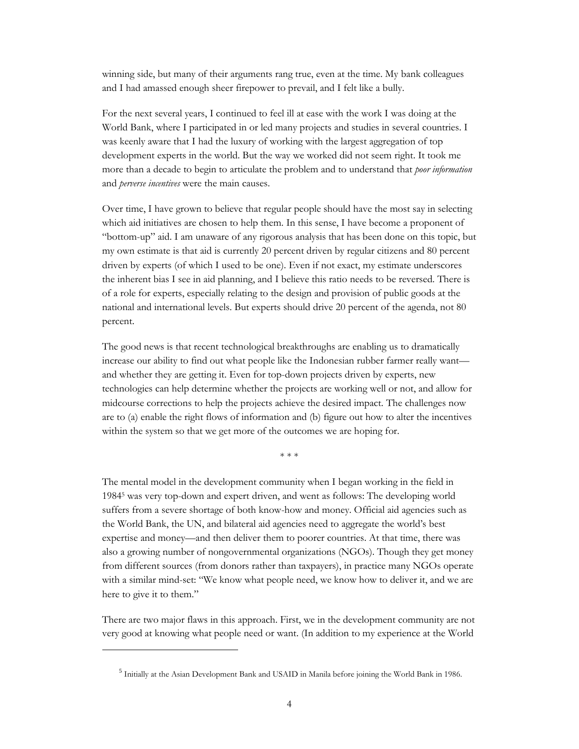winning side, but many of their arguments rang true, even at the time. My bank colleagues and I had amassed enough sheer firepower to prevail, and I felt like a bully.

For the next several years, I continued to feel ill at ease with the work I was doing at the World Bank, where I participated in or led many projects and studies in several countries. I was keenly aware that I had the luxury of working with the largest aggregation of top development experts in the world. But the way we worked did not seem right. It took me more than a decade to begin to articulate the problem and to understand that *poor information* and *perverse incentives* were the main causes.

Over time, I have grown to believe that regular people should have the most say in selecting which aid initiatives are chosen to help them. In this sense, I have become a proponent of "bottom-up" aid. I am unaware of any rigorous analysis that has been done on this topic, but my own estimate is that aid is currently 20 percent driven by regular citizens and 80 percent driven by experts (of which I used to be one). Even if not exact, my estimate underscores the inherent bias I see in aid planning, and I believe this ratio needs to be reversed. There is of a role for experts, especially relating to the design and provision of public goods at the national and international levels. But experts should drive 20 percent of the agenda, not 80 percent.

The good news is that recent technological breakthroughs are enabling us to dramatically increase our ability to find out what people like the Indonesian rubber farmer really want—and whether they are getting it. Even for top-down projects driven by experts, new technologies can help determine whether the projects are working well or not, and allow for midcourse corrections to help the projects achieve the desired impact. The challenges now are to (a) enable the right flows of information and (b) figure out how to alter the incentives within the system so that we get more of the outcomes we are hoping for.

\* \* \*

The mental model in the development community when I began working in the field in 1984[5] was very top-down and expert driven, and went as follows: The developing world suffers from a severe shortage of both know-how and money. Official aid agencies such as the World Bank, the UN, and bilateral aid agencies need to aggregate the world's best expertise and money—and then deliver them to poorer countries. At that time, there was also a growing number of nongovernmental organizations (NGOs). Though they get money from different sources (from donors rather than taxpayers), in practice many NGOs operate with a similar mind-set: "We know what people need, we know how to deliver it, and we are here to give it to them."

There are two major flaws in this approach. First, we in the development community are not very good at knowing what people need or want. (In addition to my experience at the World

[5] Initially at the Asian Development Bank and USAID in Manila before joining the World Bank in 1986.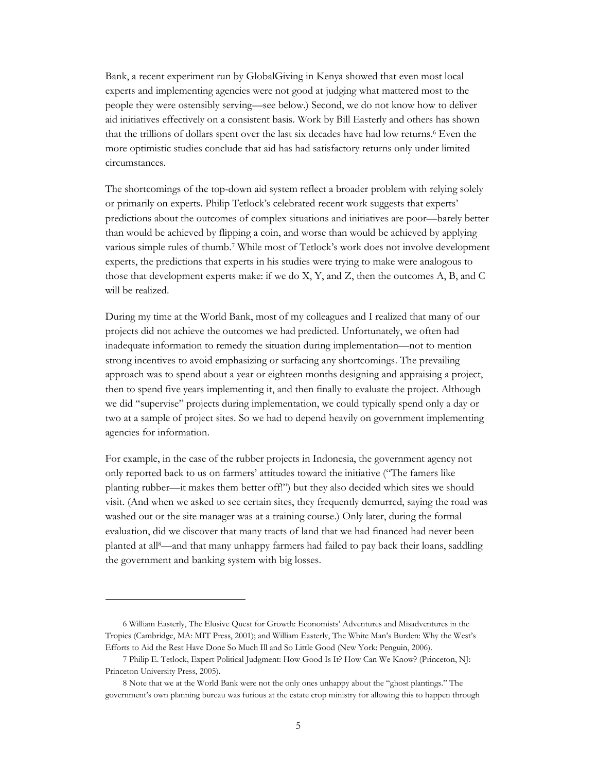Bank, a recent experiment run by GlobalGiving in Kenya showed that even most local experts and implementing agencies were not good at judging what mattered most to the people they were ostensibly serving—see below.) Second, we do not know how to deliver aid initiatives effectively on a consistent basis. Work by Bill Easterly and others has shown that the trillions of dollars spent over the last six decades have had low returns.[6] Even the more optimistic studies conclude that aid has had satisfactory returns only under limited circumstances.

The shortcomings of the top-down aid system reflect a broader problem with relying solely or primarily on experts. Philip Tetlock's celebrated recent work suggests that experts' predictions about the outcomes of complex situations and initiatives are poor—barely better than would be achieved by flipping a coin, and worse than would be achieved by applying various simple rules of thumb.[7] While most of Tetlock's work does not involve development experts, the predictions that experts in his studies were trying to make were analogous to those that development experts make: if we do X, Y, and Z, then the outcomes A, B, and C will be realized.

During my time at the World Bank, most of my colleagues and I realized that many of our projects did not achieve the outcomes we had predicted. Unfortunately, we often had inadequate information to remedy the situation during implementation—not to mention strong incentives to avoid emphasizing or surfacing any shortcomings. The prevailing approach was to spend about a year or eighteen months designing and appraising a project, then to spend five years implementing it, and then finally to evaluate the project. Although we did "supervise" projects during implementation, we could typically spend only a day or two at a sample of project sites. So we had to depend heavily on government implementing agencies for information.

For example, in the case of the rubber projects in Indonesia, the government agency not only reported back to us on farmers' attitudes toward the initiative ("The famers like planting rubber—it makes them better off!") but they also decided which sites we should visit. (And when we asked to see certain sites, they frequently demurred, saying the road was washed out or the site manager was at a training course.) Only later, during the formal evaluation, did we discover that many tracts of land that we had financed had never been planted at all[8]—and that many unhappy farmers had failed to pay back their loans, saddling the government and banking system with big losses.

---

6 William Easterly, The Elusive Quest for Growth: Economists' Adventures and Misadventures in the Tropics (Cambridge, MA: MIT Press, 2001); and William Easterly, The White Man's Burden: Why the West's Efforts to Aid the Rest Have Done So Much Ill and So Little Good (New York: Penguin, 2006).

7 Philip E. Tetlock, Expert Political Judgment: How Good Is It? How Can We Know? (Princeton, NJ: Princeton University Press, 2005).

8 Note that we at the World Bank were not the only ones unhappy about the "ghost plantings." The government's own planning bureau was furious at the estate crop ministry for allowing this to happen through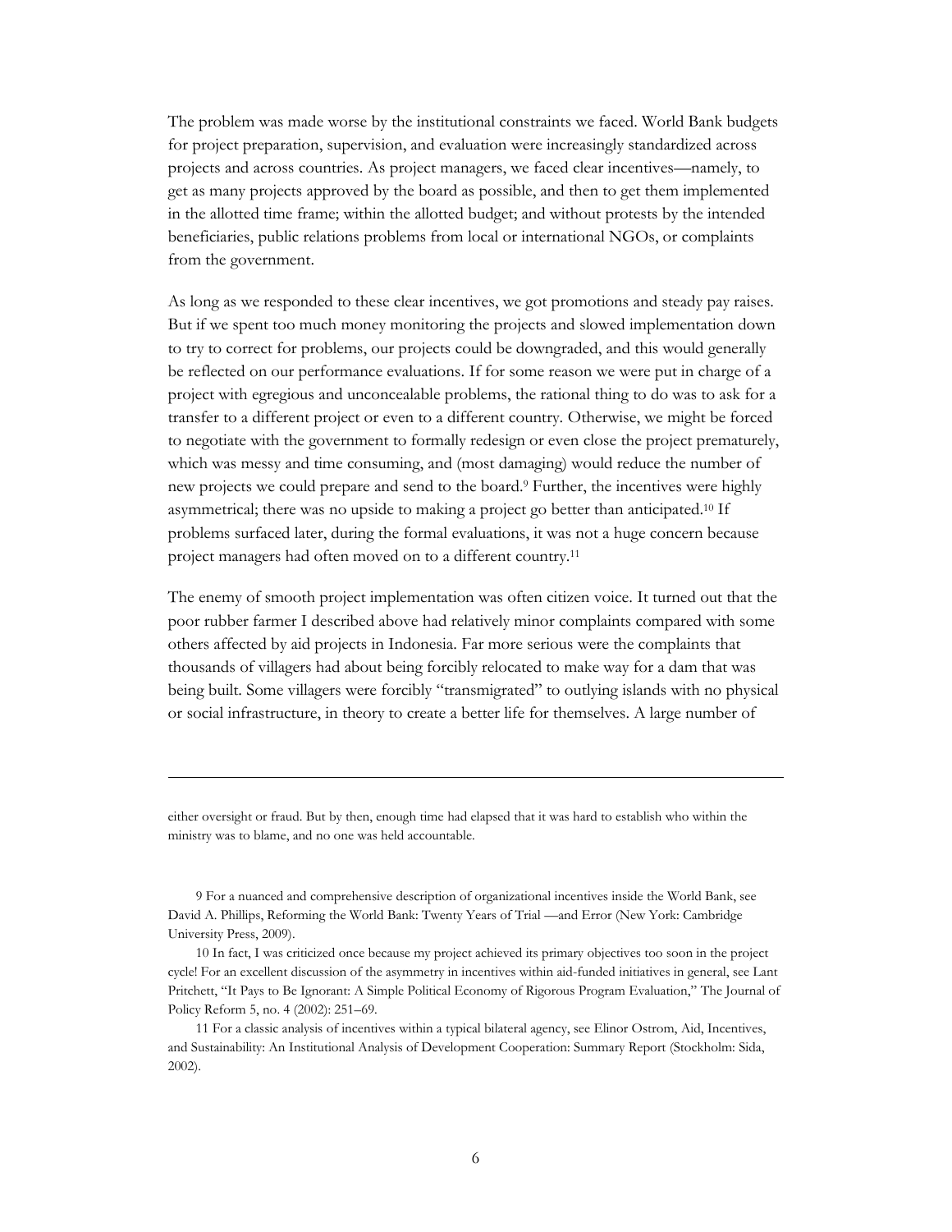The problem was made worse by the institutional constraints we faced. World Bank budgets for project preparation, supervision, and evaluation were increasingly standardized across projects and across countries. As project managers, we faced clear incentives—namely, to get as many projects approved by the board as possible, and then to get them implemented in the allotted time frame; within the allotted budget; and without protests by the intended beneficiaries, public relations problems from local or international NGOs, or complaints from the government.

As long as we responded to these clear incentives, we got promotions and steady pay raises. But if we spent too much money monitoring the projects and slowed implementation down to try to correct for problems, our projects could be downgraded, and this would generally be reflected on our performance evaluations. If for some reason we were put in charge of a project with egregious and unconcealable problems, the rational thing to do was to ask for a transfer to a different project or even to a different country. Otherwise, we might be forced to negotiate with the government to formally redesign or even close the project prematurely, which was messy and time consuming, and (most damaging) would reduce the number of new projects we could prepare and send to the board.[9] Further, the incentives were highly asymmetrical; there was no upside to making a project go better than anticipated.[10] If problems surfaced later, during the formal evaluations, it was not a huge concern because project managers had often moved on to a different country.[11]

The enemy of smooth project implementation was often citizen voice. It turned out that the poor rubber farmer I described above had relatively minor complaints compared with some others affected by aid projects in Indonesia. Far more serious were the complaints that thousands of villagers had about being forcibly relocated to make way for a dam that was being built. Some villagers were forcibly "transmigrated" to outlying islands with no physical or social infrastructure, in theory to create a better life for themselves. A large number of

---

either oversight or fraud. But by then, enough time had elapsed that it was hard to establish who within the ministry was to blame, and no one was held accountable.

9 For a nuanced and comprehensive description of organizational incentives inside the World Bank, see David A. Phillips, Reforming the World Bank: Twenty Years of Trial —and Error (New York: Cambridge University Press, 2009).

10 In fact, I was criticized once because my project achieved its primary objectives too soon in the project cycle! For an excellent discussion of the asymmetry in incentives within aid-funded initiatives in general, see Lant Pritchett, "It Pays to Be Ignorant: A Simple Political Economy of Rigorous Program Evaluation," The Journal of Policy Reform 5, no. 4 (2002): 251–69.

11 For a classic analysis of incentives within a typical bilateral agency, see Elinor Ostrom, Aid, Incentives, and Sustainability: An Institutional Analysis of Development Cooperation: Summary Report (Stockholm: Sida, 2002).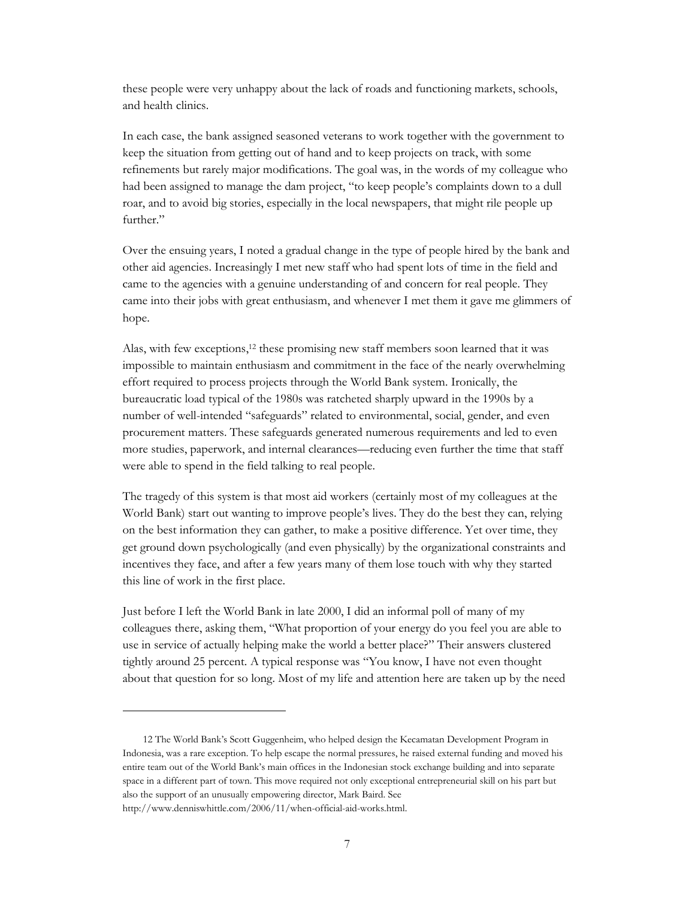these people were very unhappy about the lack of roads and functioning markets, schools, and health clinics.

In each case, the bank assigned seasoned veterans to work together with the government to keep the situation from getting out of hand and to keep projects on track, with some refinements but rarely major modifications. The goal was, in the words of my colleague who had been assigned to manage the dam project, "to keep people's complaints down to a dull roar, and to avoid big stories, especially in the local newspapers, that might rile people up further."

Over the ensuing years, I noted a gradual change in the type of people hired by the bank and other aid agencies. Increasingly I met new staff who had spent lots of time in the field and came to the agencies with a genuine understanding of and concern for real people. They came into their jobs with great enthusiasm, and whenever I met them it gave me glimmers of hope.

Alas, with few exceptions,[12] these promising new staff members soon learned that it was impossible to maintain enthusiasm and commitment in the face of the nearly overwhelming effort required to process projects through the World Bank system. Ironically, the bureaucratic load typical of the 1980s was ratcheted sharply upward in the 1990s by a number of well-intended "safeguards" related to environmental, social, gender, and even procurement matters. These safeguards generated numerous requirements and led to even more studies, paperwork, and internal clearances—reducing even further the time that staff were able to spend in the field talking to real people.

The tragedy of this system is that most aid workers (certainly most of my colleagues at the World Bank) start out wanting to improve people's lives. They do the best they can, relying on the best information they can gather, to make a positive difference. Yet over time, they get ground down psychologically (and even physically) by the organizational constraints and incentives they face, and after a few years many of them lose touch with why they started this line of work in the first place.

Just before I left the World Bank in late 2000, I did an informal poll of many of my colleagues there, asking them, "What proportion of your energy do you feel you are able to use in service of actually helping make the world a better place?" Their answers clustered tightly around 25 percent. A typical response was "You know, I have not even thought about that question for so long. Most of my life and attention here are taken up by the need

---

12 The World Bank's Scott Guggenheim, who helped design the Kecamatan Development Program in Indonesia, was a rare exception. To help escape the normal pressures, he raised external funding and moved his entire team out of the World Bank's main offices in the Indonesian stock exchange building and into separate space in a different part of town. This move required not only exceptional entrepreneurial skill on his part but also the support of an unusually empowering director, Mark Baird. See http://www.denniswhittle.com/2006/11/when-official-aid-works.html.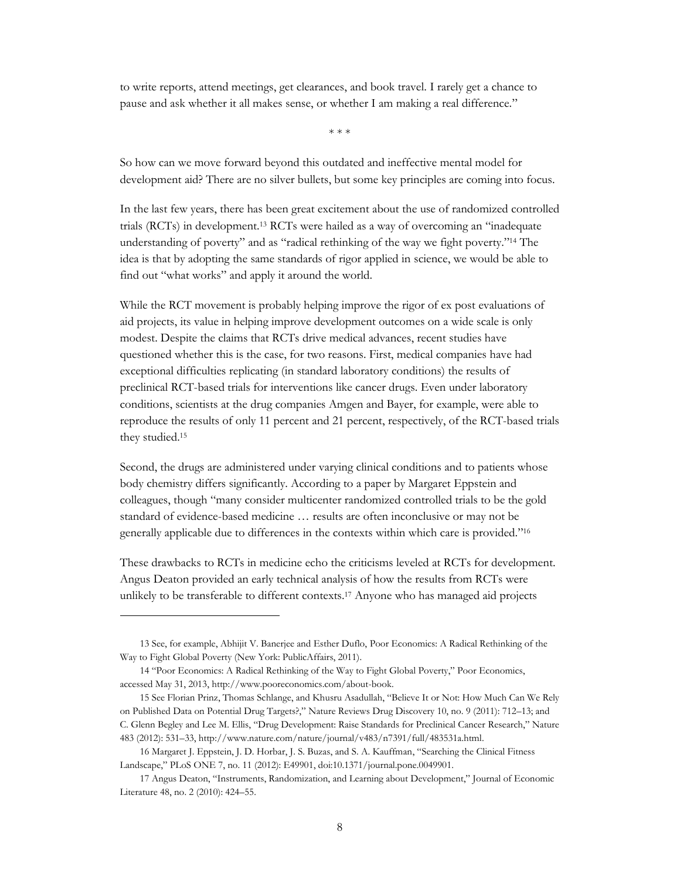to write reports, attend meetings, get clearances, and book travel. I rarely get a chance to pause and ask whether it all makes sense, or whether I am making a real difference."

\* \* \*

So how can we move forward beyond this outdated and ineffective mental model for development aid? There are no silver bullets, but some key principles are coming into focus.

In the last few years, there has been great excitement about the use of randomized controlled trials (RCTs) in development.[13] RCTs were hailed as a way of overcoming an "inadequate understanding of poverty" and as "radical rethinking of the way we fight poverty."[14] The idea is that by adopting the same standards of rigor applied in science, we would be able to find out "what works" and apply it around the world.

While the RCT movement is probably helping improve the rigor of ex post evaluations of aid projects, its value in helping improve development outcomes on a wide scale is only modest. Despite the claims that RCTs drive medical advances, recent studies have questioned whether this is the case, for two reasons. First, medical companies have had exceptional difficulties replicating (in standard laboratory conditions) the results of preclinical RCT-based trials for interventions like cancer drugs. Even under laboratory conditions, scientists at the drug companies Amgen and Bayer, for example, were able to reproduce the results of only 11 percent and 21 percent, respectively, of the RCT-based trials they studied.[15]

Second, the drugs are administered under varying clinical conditions and to patients whose body chemistry differs significantly. According to a paper by Margaret Eppstein and colleagues, though "many consider multicenter randomized controlled trials to be the gold standard of evidence-based medicine … results are often inconclusive or may not be generally applicable due to differences in the contexts within which care is provided."[16]

These drawbacks to RCTs in medicine echo the criticisms leveled at RCTs for development. Angus Deaton provided an early technical analysis of how the results from RCTs were unlikely to be transferable to different contexts.[17] Anyone who has managed aid projects

---

13 See, for example, Abhijit V. Banerjee and Esther Duflo, Poor Economics: A Radical Rethinking of the Way to Fight Global Poverty (New York: PublicAffairs, 2011).

14 "Poor Economics: A Radical Rethinking of the Way to Fight Global Poverty," Poor Economics, accessed May 31, 2013, http://www.pooreconomics.com/about-book.

15 See Florian Prinz, Thomas Schlange, and Khusru Asadullah, "Believe It or Not: How Much Can We Rely on Published Data on Potential Drug Targets?," Nature Reviews Drug Discovery 10, no. 9 (2011): 712–13; and C. Glenn Begley and Lee M. Ellis, "Drug Development: Raise Standards for Preclinical Cancer Research," Nature 483 (2012): 531–33, http://www.nature.com/nature/journal/v483/n7391/full/483531a.html.

16 Margaret J. Eppstein, J. D. Horbar, J. S. Buzas, and S. A. Kauffman, "Searching the Clinical Fitness Landscape," PLoS ONE 7, no. 11 (2012): E49901, doi:10.1371/journal.pone.0049901.

17 Angus Deaton, "Instruments, Randomization, and Learning about Development," Journal of Economic Literature 48, no. 2 (2010): 424–55.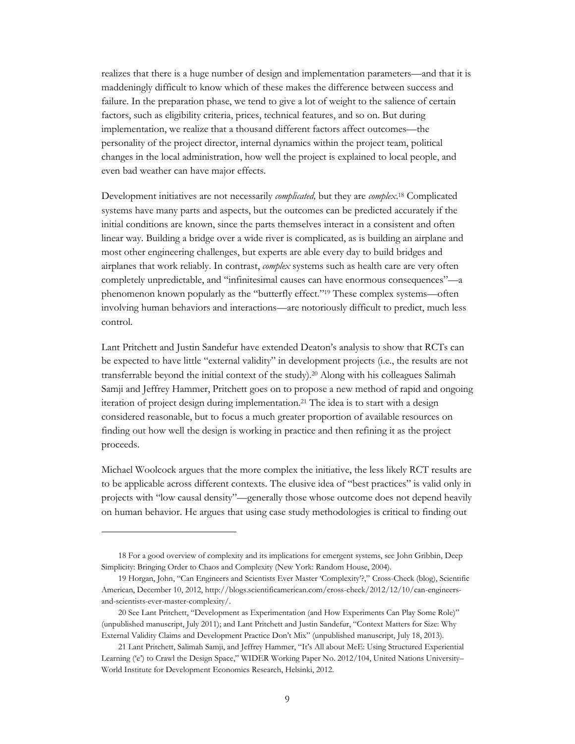realizes that there is a huge number of design and implementation parameters—and that it is maddeningly difficult to know which of these makes the difference between success and failure. In the preparation phase, we tend to give a lot of weight to the salience of certain factors, such as eligibility criteria, prices, technical features, and so on. But during implementation, we realize that a thousand different factors affect outcomes—the personality of the project director, internal dynamics within the project team, political changes in the local administration, how well the project is explained to local people, and even bad weather can have major effects.

Development initiatives are not necessarily *complicated,* but they are *complex*.[18] Complicated systems have many parts and aspects, but the outcomes can be predicted accurately if the initial conditions are known, since the parts themselves interact in a consistent and often linear way. Building a bridge over a wide river is complicated, as is building an airplane and most other engineering challenges, but experts are able every day to build bridges and airplanes that work reliably. In contrast, *complex* systems such as health care are very often completely unpredictable, and "infinitesimal causes can have enormous consequences"—a phenomenon known popularly as the "butterfly effect."[19] These complex systems—often involving human behaviors and interactions—are notoriously difficult to predict, much less control.

Lant Pritchett and Justin Sandefur have extended Deaton's analysis to show that RCTs can be expected to have little "external validity" in development projects (i.e., the results are not transferrable beyond the initial context of the study).[20] Along with his colleagues Salimah Samji and Jeffrey Hammer, Pritchett goes on to propose a new method of rapid and ongoing iteration of project design during implementation.[21] The idea is to start with a design considered reasonable, but to focus a much greater proportion of available resources on finding out how well the design is working in practice and then refining it as the project proceeds.

Michael Woolcock argues that the more complex the initiative, the less likely RCT results are to be applicable across different contexts. The elusive idea of "best practices" is valid only in projects with "low causal density"—generally those whose outcome does not depend heavily on human behavior. He argues that using case study methodologies is critical to finding out

---

18 For a good overview of complexity and its implications for emergent systems, see John Gribbin, Deep Simplicity: Bringing Order to Chaos and Complexity (New York: Random House, 2004).

19 Horgan, John, "Can Engineers and Scientists Ever Master 'Complexity'?," Cross-Check (blog), Scientific American, December 10, 2012, http://blogs.scientificamerican.com/cross-check/2012/12/10/can-engineers-and-scientists-ever-master-complexity/.

20 See Lant Pritchett, "Development as Experimentation (and How Experiments Can Play Some Role)" (unpublished manuscript, July 2011); and Lant Pritchett and Justin Sandefur, "Context Matters for Size: Why External Validity Claims and Development Practice Don't Mix" (unpublished manuscript, July 18, 2013).

21 Lant Pritchett, Salimah Samji, and Jeffrey Hammer, "It's All about MeE: Using Structured Experiential Learning ('e') to Crawl the Design Space," WIDER Working Paper No. 2012/104, United Nations University–World Institute for Development Economics Research, Helsinki, 2012.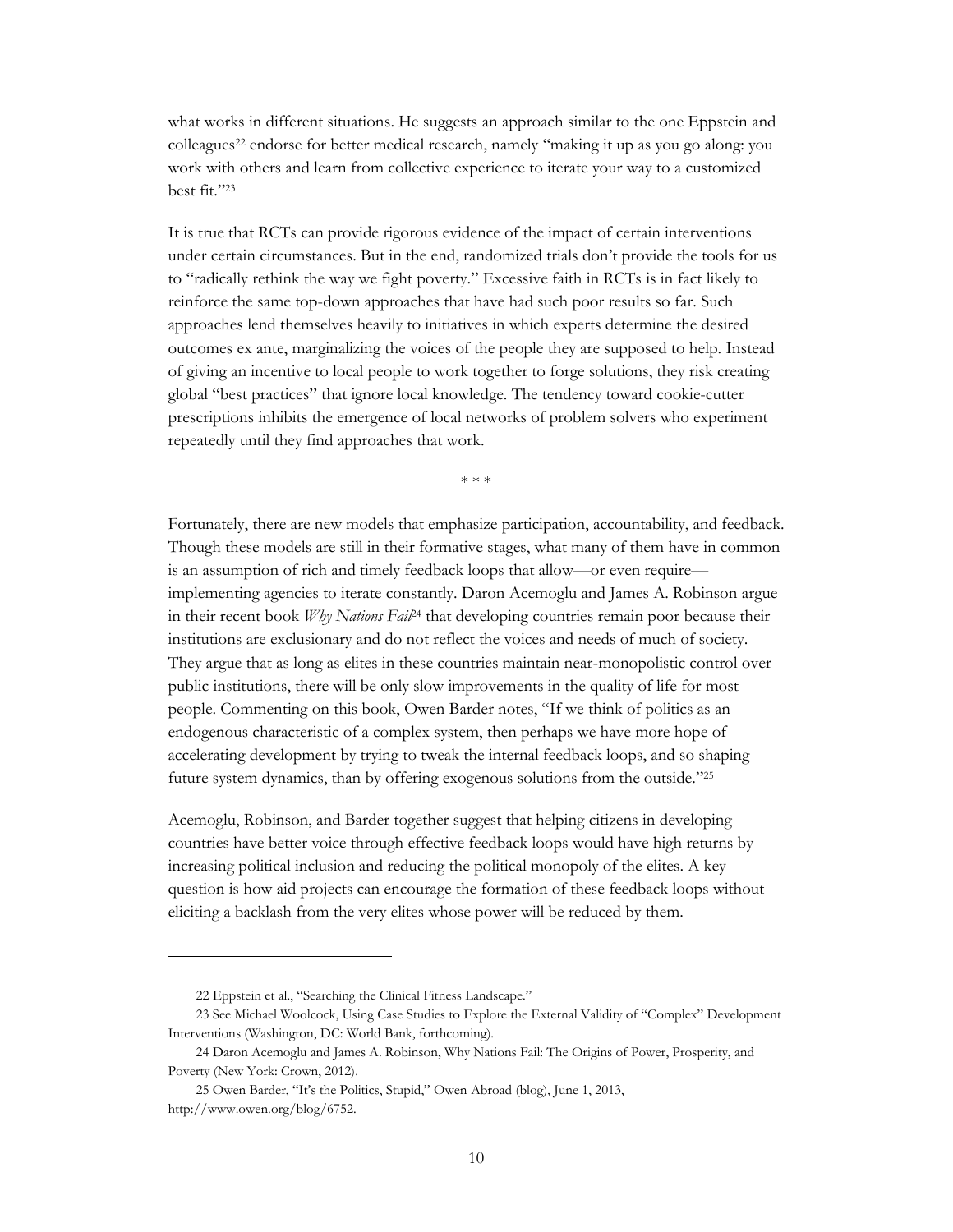what works in different situations. He suggests an approach similar to the one Eppstein and colleagues[22] endorse for better medical research, namely "making it up as you go along: you work with others and learn from collective experience to iterate your way to a customized best fit."[23]

It is true that RCTs can provide rigorous evidence of the impact of certain interventions under certain circumstances. But in the end, randomized trials don't provide the tools for us to "radically rethink the way we fight poverty." Excessive faith in RCTs is in fact likely to reinforce the same top-down approaches that have had such poor results so far. Such approaches lend themselves heavily to initiatives in which experts determine the desired outcomes ex ante, marginalizing the voices of the people they are supposed to help. Instead of giving an incentive to local people to work together to forge solutions, they risk creating global "best practices" that ignore local knowledge. The tendency toward cookie-cutter prescriptions inhibits the emergence of local networks of problem solvers who experiment repeatedly until they find approaches that work.

\* \* \*

Fortunately, there are new models that emphasize participation, accountability, and feedback. Though these models are still in their formative stages, what many of them have in common is an assumption of rich and timely feedback loops that allow—or even require—implementing agencies to iterate constantly. Daron Acemoglu and James A. Robinson argue in their recent book *Why Nations Fail*[24] that developing countries remain poor because their institutions are exclusionary and do not reflect the voices and needs of much of society. They argue that as long as elites in these countries maintain near-monopolistic control over public institutions, there will be only slow improvements in the quality of life for most people. Commenting on this book, Owen Barder notes, "If we think of politics as an endogenous characteristic of a complex system, then perhaps we have more hope of accelerating development by trying to tweak the internal feedback loops, and so shaping future system dynamics, than by offering exogenous solutions from the outside."[25]

Acemoglu, Robinson, and Barder together suggest that helping citizens in developing countries have better voice through effective feedback loops would have high returns by increasing political inclusion and reducing the political monopoly of the elites. A key question is how aid projects can encourage the formation of these feedback loops without eliciting a backlash from the very elites whose power will be reduced by them.

---

22 Eppstein et al., "Searching the Clinical Fitness Landscape."

23 See Michael Woolcock, Using Case Studies to Explore the External Validity of "Complex" Development Interventions (Washington, DC: World Bank, forthcoming).

24 Daron Acemoglu and James A. Robinson, Why Nations Fail: The Origins of Power, Prosperity, and Poverty (New York: Crown, 2012).

25 Owen Barder, "It's the Politics, Stupid," Owen Abroad (blog), June 1, 2013, http://www.owen.org/blog/6752.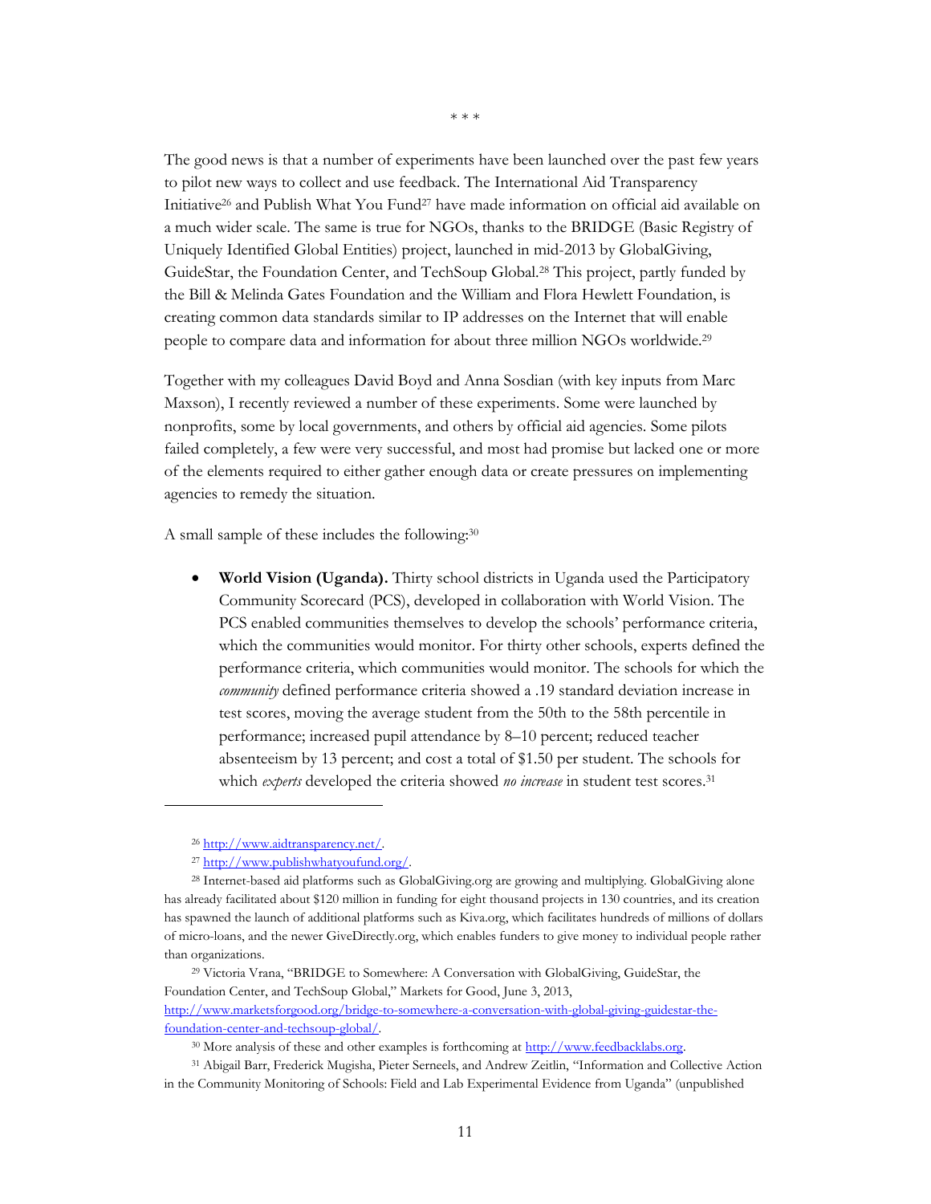\* \* \*

The good news is that a number of experiments have been launched over the past few years to pilot new ways to collect and use feedback. The International Aid Transparency Initiative[26] and Publish What You Fund[27] have made information on official aid available on a much wider scale. The same is true for NGOs, thanks to the BRIDGE (Basic Registry of Uniquely Identified Global Entities) project, launched in mid-2013 by GlobalGiving, GuideStar, the Foundation Center, and TechSoup Global.[28] This project, partly funded by the Bill & Melinda Gates Foundation and the William and Flora Hewlett Foundation, is creating common data standards similar to IP addresses on the Internet that will enable people to compare data and information for about three million NGOs worldwide.[29]

Together with my colleagues David Boyd and Anna Sosdian (with key inputs from Marc Maxson), I recently reviewed a number of these experiments. Some were launched by nonprofits, some by local governments, and others by official aid agencies. Some pilots failed completely, a few were very successful, and most had promise but lacked one or more of the elements required to either gather enough data or create pressures on implementing agencies to remedy the situation.

A small sample of these includes the following:[30]

- **World Vision (Uganda).** Thirty school districts in Uganda used the Participatory Community Scorecard (PCS), developed in collaboration with World Vision. The PCS enabled communities themselves to develop the schools' performance criteria, which the communities would monitor. For thirty other schools, experts defined the performance criteria, which communities would monitor. The schools for which the *community* defined performance criteria showed a .19 standard deviation increase in test scores, moving the average student from the 50th to the 58th percentile in performance; increased pupil attendance by 8–10 percent; reduced teacher absenteeism by 13 percent; and cost a total of $1.50 per student. The schools for which *experts* developed the criteria showed *no increase* in student test scores.[31]

---

[26] http://www.aidtransparency.net/.

[27] http://www.publishwhatyoufund.org/.

[28] Internet-based aid platforms such as GlobalGiving.org are growing and multiplying. GlobalGiving alone has already facilitated about $120 million in funding for eight thousand projects in 130 countries, and its creation has spawned the launch of additional platforms such as Kiva.org, which facilitates hundreds of millions of dollars of micro-loans, and the newer GiveDirectly.org, which enables funders to give money to individual people rather than organizations.

[29] Victoria Vrana, "BRIDGE to Somewhere: A Conversation with GlobalGiving, GuideStar, the Foundation Center, and TechSoup Global," Markets for Good, June 3, 2013, http://www.marketsforgood.org/bridge-to-somewhere-a-conversation-with-global-giving-guidestar-the-foundation-center-and-techsoup-global/.

[30] More analysis of these and other examples is forthcoming at http://www.feedbacklabs.org.

[31] Abigail Barr, Frederick Mugisha, Pieter Serneels, and Andrew Zeitlin, "Information and Collective Action in the Community Monitoring of Schools: Field and Lab Experimental Evidence from Uganda" (unpublished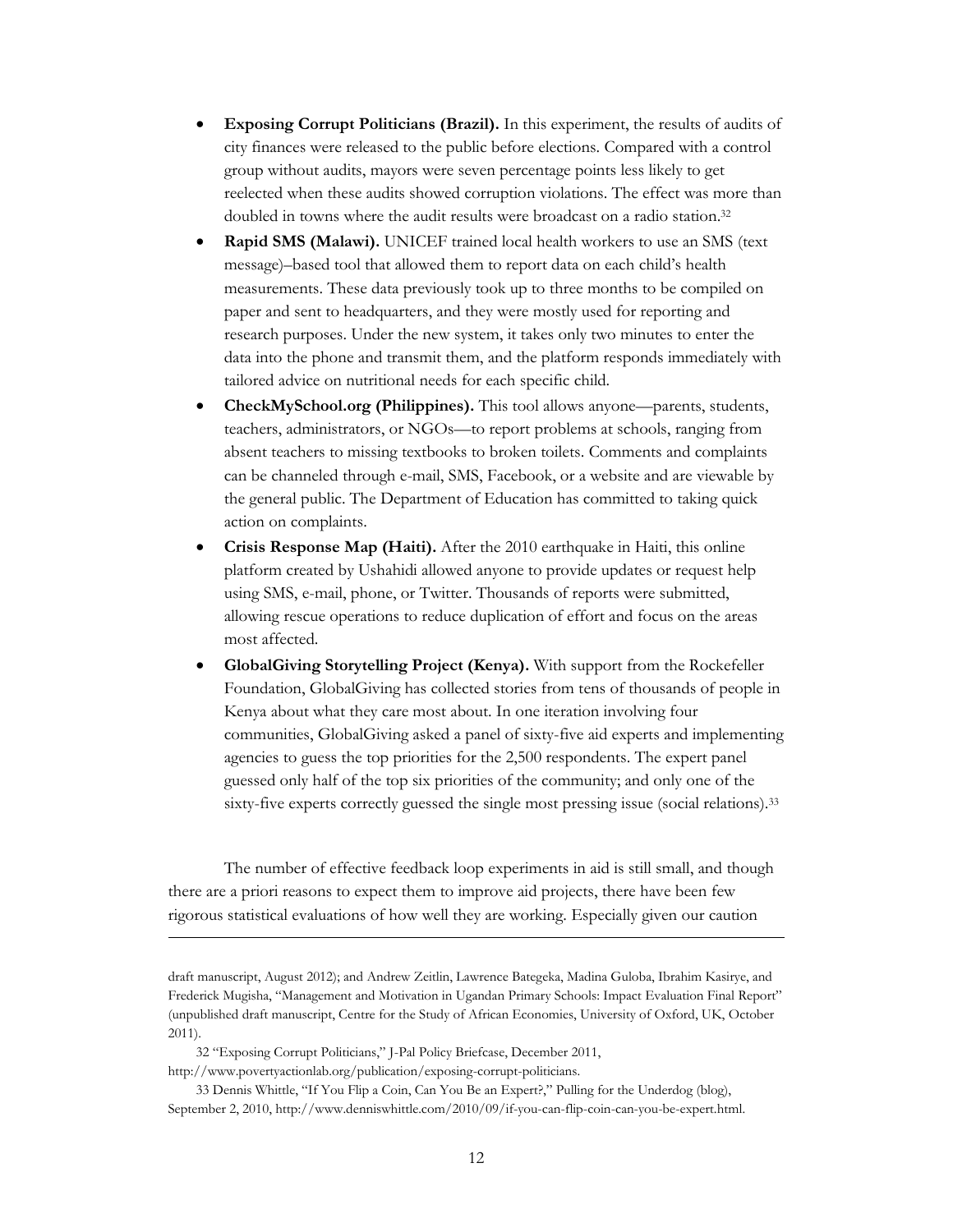- **Exposing Corrupt Politicians (Brazil).** In this experiment, the results of audits of city finances were released to the public before elections. Compared with a control group without audits, mayors were seven percentage points less likely to get reelected when these audits showed corruption violations. The effect was more than doubled in towns where the audit results were broadcast on a radio station.[32]
- **Rapid SMS (Malawi).** UNICEF trained local health workers to use an SMS (text message)–based tool that allowed them to report data on each child's health measurements. These data previously took up to three months to be compiled on paper and sent to headquarters, and they were mostly used for reporting and research purposes. Under the new system, it takes only two minutes to enter the data into the phone and transmit them, and the platform responds immediately with tailored advice on nutritional needs for each specific child.
- **CheckMySchool.org (Philippines).** This tool allows anyone—parents, students, teachers, administrators, or NGOs—to report problems at schools, ranging from absent teachers to missing textbooks to broken toilets. Comments and complaints can be channeled through e-mail, SMS, Facebook, or a website and are viewable by the general public. The Department of Education has committed to taking quick action on complaints.
- **Crisis Response Map (Haiti).** After the 2010 earthquake in Haiti, this online platform created by Ushahidi allowed anyone to provide updates or request help using SMS, e-mail, phone, or Twitter. Thousands of reports were submitted, allowing rescue operations to reduce duplication of effort and focus on the areas most affected.
- **GlobalGiving Storytelling Project (Kenya).** With support from the Rockefeller Foundation, GlobalGiving has collected stories from tens of thousands of people in Kenya about what they care most about. In one iteration involving four communities, GlobalGiving asked a panel of sixty-five aid experts and implementing agencies to guess the top priorities for the 2,500 respondents. The expert panel guessed only half of the top six priorities of the community; and only one of the sixty-five experts correctly guessed the single most pressing issue (social relations).[33]

The number of effective feedback loop experiments in aid is still small, and though there are a priori reasons to expect them to improve aid projects, there have been few rigorous statistical evaluations of how well they are working. Especially given our caution

---

draft manuscript, August 2012); and Andrew Zeitlin, Lawrence Bategeka, Madina Guloba, Ibrahim Kasirye, and Frederick Mugisha, "Management and Motivation in Ugandan Primary Schools: Impact Evaluation Final Report" (unpublished draft manuscript, Centre for the Study of African Economies, University of Oxford, UK, October 2011).

32 "Exposing Corrupt Politicians," J-Pal Policy Briefcase, December 2011, http://www.povertyactionlab.org/publication/exposing-corrupt-politicians.

33 Dennis Whittle, "If You Flip a Coin, Can You Be an Expert?," Pulling for the Underdog (blog), September 2, 2010, http://www.denniswhittle.com/2010/09/if-you-can-flip-coin-can-you-be-expert.html.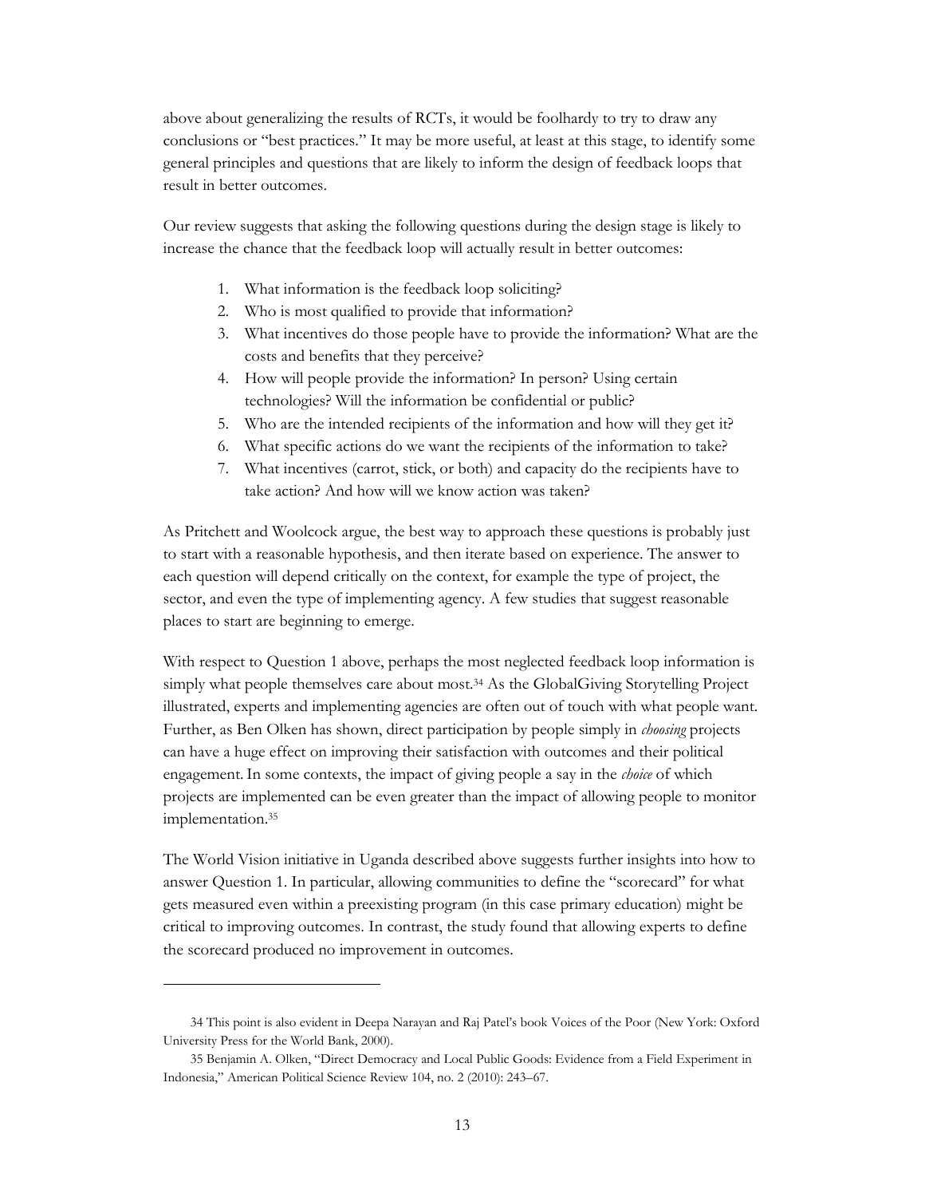above about generalizing the results of RCTs, it would be foolhardy to try to draw any conclusions or "best practices." It may be more useful, at least at this stage, to identify some general principles and questions that are likely to inform the design of feedback loops that result in better outcomes.

Our review suggests that asking the following questions during the design stage is likely to increase the chance that the feedback loop will actually result in better outcomes:

1. What information is the feedback loop soliciting?
2. Who is most qualified to provide that information?
3. What incentives do those people have to provide the information? What are the costs and benefits that they perceive?
4. How will people provide the information? In person? Using certain technologies? Will the information be confidential or public?
5. Who are the intended recipients of the information and how will they get it?
6. What specific actions do we want the recipients of the information to take?
7. What incentives (carrot, stick, or both) and capacity do the recipients have to take action? And how will we know action was taken?

As Pritchett and Woolcock argue, the best way to approach these questions is probably just to start with a reasonable hypothesis, and then iterate based on experience. The answer to each question will depend critically on the context, for example the type of project, the sector, and even the type of implementing agency. A few studies that suggest reasonable places to start are beginning to emerge.

With respect to Question 1 above, perhaps the most neglected feedback loop information is simply what people themselves care about most.[34] As the GlobalGiving Storytelling Project illustrated, experts and implementing agencies are often out of touch with what people want. Further, as Ben Olken has shown, direct participation by people simply in *choosing* projects can have a huge effect on improving their satisfaction with outcomes and their political engagement. In some contexts, the impact of giving people a say in the *choice* of which projects are implemented can be even greater than the impact of allowing people to monitor implementation.[35]

The World Vision initiative in Uganda described above suggests further insights into how to answer Question 1. In particular, allowing communities to define the "scorecard" for what gets measured even within a preexisting program (in this case primary education) might be critical to improving outcomes. In contrast, the study found that allowing experts to define the scorecard produced no improvement in outcomes.

---

34 This point is also evident in Deepa Narayan and Raj Patel's book Voices of the Poor (New York: Oxford University Press for the World Bank, 2000).

35 Benjamin A. Olken, "Direct Democracy and Local Public Goods: Evidence from a Field Experiment in Indonesia," American Political Science Review 104, no. 2 (2010): 243–67.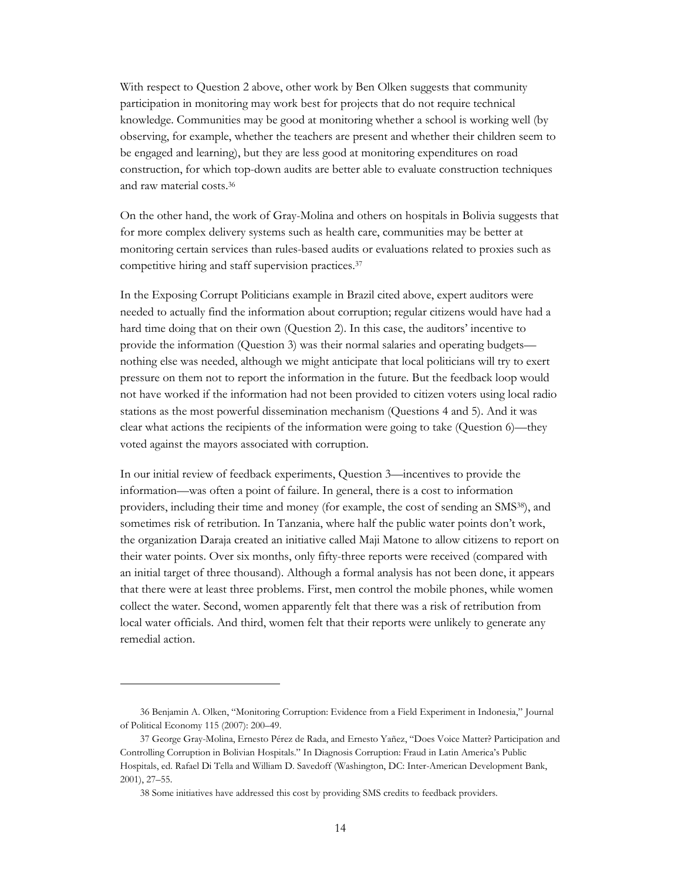With respect to Question 2 above, other work by Ben Olken suggests that community participation in monitoring may work best for projects that do not require technical knowledge. Communities may be good at monitoring whether a school is working well (by observing, for example, whether the teachers are present and whether their children seem to be engaged and learning), but they are less good at monitoring expenditures on road construction, for which top-down audits are better able to evaluate construction techniques and raw material costs.[36]

On the other hand, the work of Gray-Molina and others on hospitals in Bolivia suggests that for more complex delivery systems such as health care, communities may be better at monitoring certain services than rules-based audits or evaluations related to proxies such as competitive hiring and staff supervision practices.[37]

In the Exposing Corrupt Politicians example in Brazil cited above, expert auditors were needed to actually find the information about corruption; regular citizens would have had a hard time doing that on their own (Question 2). In this case, the auditors' incentive to provide the information (Question 3) was their normal salaries and operating budgets—nothing else was needed, although we might anticipate that local politicians will try to exert pressure on them not to report the information in the future. But the feedback loop would not have worked if the information had not been provided to citizen voters using local radio stations as the most powerful dissemination mechanism (Questions 4 and 5). And it was clear what actions the recipients of the information were going to take (Question 6)—they voted against the mayors associated with corruption.

In our initial review of feedback experiments, Question 3—incentives to provide the information—was often a point of failure. In general, there is a cost to information providers, including their time and money (for example, the cost of sending an SMS[38]), and sometimes risk of retribution. In Tanzania, where half the public water points don't work, the organization Daraja created an initiative called Maji Matone to allow citizens to report on their water points. Over six months, only fifty-three reports were received (compared with an initial target of three thousand). Although a formal analysis has not been done, it appears that there were at least three problems. First, men control the mobile phones, while women collect the water. Second, women apparently felt that there was a risk of retribution from local water officials. And third, women felt that their reports were unlikely to generate any remedial action.

---

36 Benjamin A. Olken, "Monitoring Corruption: Evidence from a Field Experiment in Indonesia," Journal of Political Economy 115 (2007): 200–49.

37 George Gray-Molina, Ernesto Pérez de Rada, and Ernesto Yañez, "Does Voice Matter? Participation and Controlling Corruption in Bolivian Hospitals." In Diagnosis Corruption: Fraud in Latin America's Public Hospitals, ed. Rafael Di Tella and William D. Savedoff (Washington, DC: Inter-American Development Bank, 2001), 27–55.

38 Some initiatives have addressed this cost by providing SMS credits to feedback providers.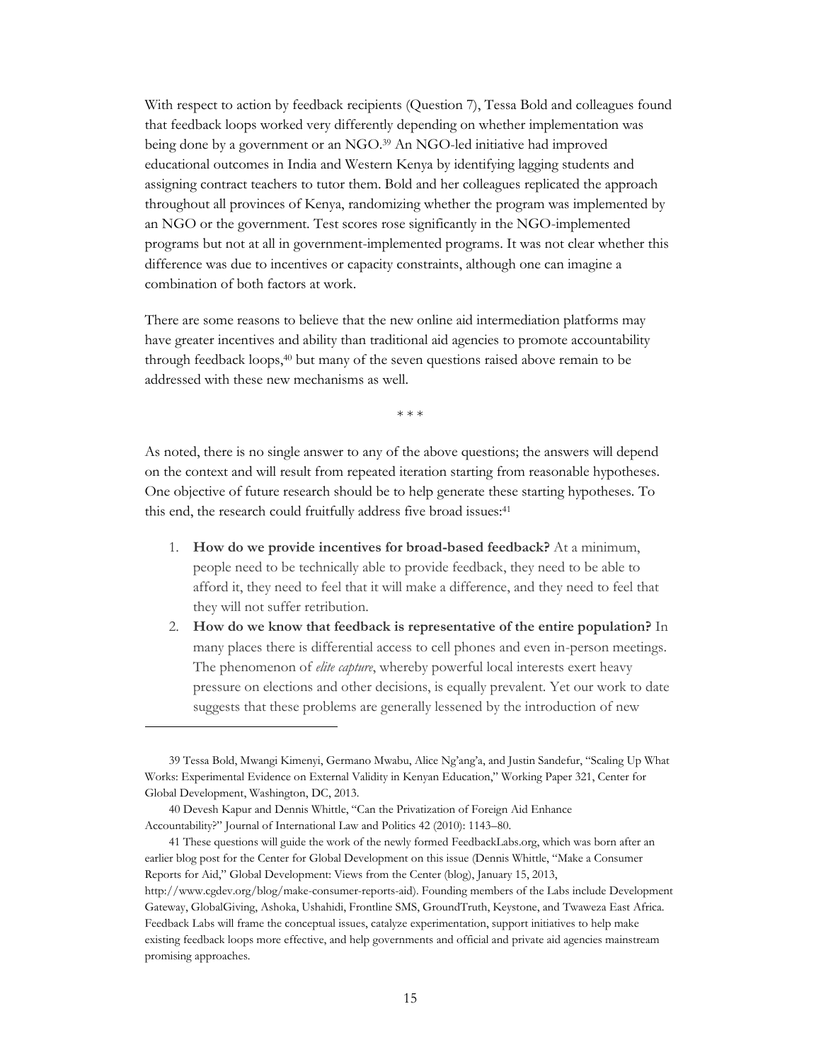With respect to action by feedback recipients (Question 7), Tessa Bold and colleagues found that feedback loops worked very differently depending on whether implementation was being done by a government or an NGO.[39] An NGO-led initiative had improved educational outcomes in India and Western Kenya by identifying lagging students and assigning contract teachers to tutor them. Bold and her colleagues replicated the approach throughout all provinces of Kenya, randomizing whether the program was implemented by an NGO or the government. Test scores rose significantly in the NGO-implemented programs but not at all in government-implemented programs. It was not clear whether this difference was due to incentives or capacity constraints, although one can imagine a combination of both factors at work.

There are some reasons to believe that the new online aid intermediation platforms may have greater incentives and ability than traditional aid agencies to promote accountability through feedback loops,[40] but many of the seven questions raised above remain to be addressed with these new mechanisms as well.

\* \* \*

As noted, there is no single answer to any of the above questions; the answers will depend on the context and will result from repeated iteration starting from reasonable hypotheses. One objective of future research should be to help generate these starting hypotheses. To this end, the research could fruitfully address five broad issues:[41]

1. **How do we provide incentives for broad-based feedback?** At a minimum, people need to be technically able to provide feedback, they need to be able to afford it, they need to feel that it will make a difference, and they need to feel that they will not suffer retribution.
2. **How do we know that feedback is representative of the entire population?** In many places there is differential access to cell phones and even in-person meetings. The phenomenon of *elite capture*, whereby powerful local interests exert heavy pressure on elections and other decisions, is equally prevalent. Yet our work to date suggests that these problems are generally lessened by the introduction of new

39 Tessa Bold, Mwangi Kimenyi, Germano Mwabu, Alice Ng'ang'a, and Justin Sandefur, "Scaling Up What Works: Experimental Evidence on External Validity in Kenyan Education," Working Paper 321, Center for Global Development, Washington, DC, 2013.

40 Devesh Kapur and Dennis Whittle, "Can the Privatization of Foreign Aid Enhance Accountability?" Journal of International Law and Politics 42 (2010): 1143–80.

41 These questions will guide the work of the newly formed FeedbackLabs.org, which was born after an earlier blog post for the Center for Global Development on this issue (Dennis Whittle, "Make a Consumer Reports for Aid," Global Development: Views from the Center (blog), January 15, 2013, http://www.cgdev.org/blog/make-consumer-reports-aid). Founding members of the Labs include Development Gateway, GlobalGiving, Ashoka, Ushahidi, Frontline SMS, GroundTruth, Keystone, and Twaweza East Africa. Feedback Labs will frame the conceptual issues, catalyze experimentation, support initiatives to help make existing feedback loops more effective, and help governments and official and private aid agencies mainstream promising approaches.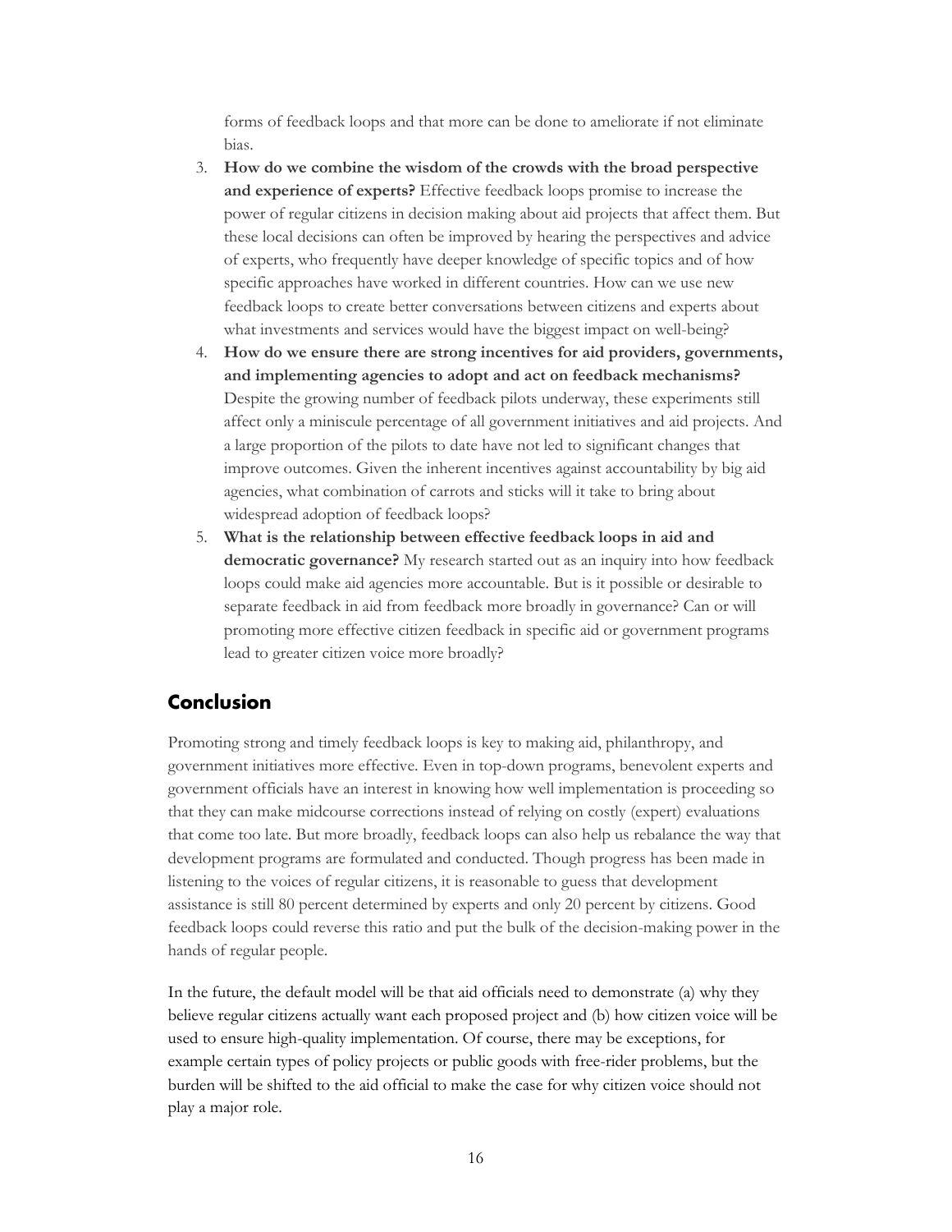forms of feedback loops and that more can be done to ameliorate if not eliminate bias.

3. **How do we combine the wisdom of the crowds with the broad perspective and experience of experts?** Effective feedback loops promise to increase the power of regular citizens in decision making about aid projects that affect them. But these local decisions can often be improved by hearing the perspectives and advice of experts, who frequently have deeper knowledge of specific topics and of how specific approaches have worked in different countries. How can we use new feedback loops to create better conversations between citizens and experts about what investments and services would have the biggest impact on well-being?
4. **How do we ensure there are strong incentives for aid providers, governments, and implementing agencies to adopt and act on feedback mechanisms?** Despite the growing number of feedback pilots underway, these experiments still affect only a miniscule percentage of all government initiatives and aid projects. And a large proportion of the pilots to date have not led to significant changes that improve outcomes. Given the inherent incentives against accountability by big aid agencies, what combination of carrots and sticks will it take to bring about widespread adoption of feedback loops?
5. **What is the relationship between effective feedback loops in aid and democratic governance?** My research started out as an inquiry into how feedback loops could make aid agencies more accountable. But is it possible or desirable to separate feedback in aid from feedback more broadly in governance? Can or will promoting more effective citizen feedback in specific aid or government programs lead to greater citizen voice more broadly?

## Conclusion

Promoting strong and timely feedback loops is key to making aid, philanthropy, and government initiatives more effective. Even in top-down programs, benevolent experts and government officials have an interest in knowing how well implementation is proceeding so that they can make midcourse corrections instead of relying on costly (expert) evaluations that come too late. But more broadly, feedback loops can also help us rebalance the way that development programs are formulated and conducted. Though progress has been made in listening to the voices of regular citizens, it is reasonable to guess that development assistance is still 80 percent determined by experts and only 20 percent by citizens. Good feedback loops could reverse this ratio and put the bulk of the decision-making power in the hands of regular people.

In the future, the default model will be that aid officials need to demonstrate (a) why they believe regular citizens actually want each proposed project and (b) how citizen voice will be used to ensure high-quality implementation. Of course, there may be exceptions, for example certain types of policy projects or public goods with free-rider problems, but the burden will be shifted to the aid official to make the case for why citizen voice should not play a major role.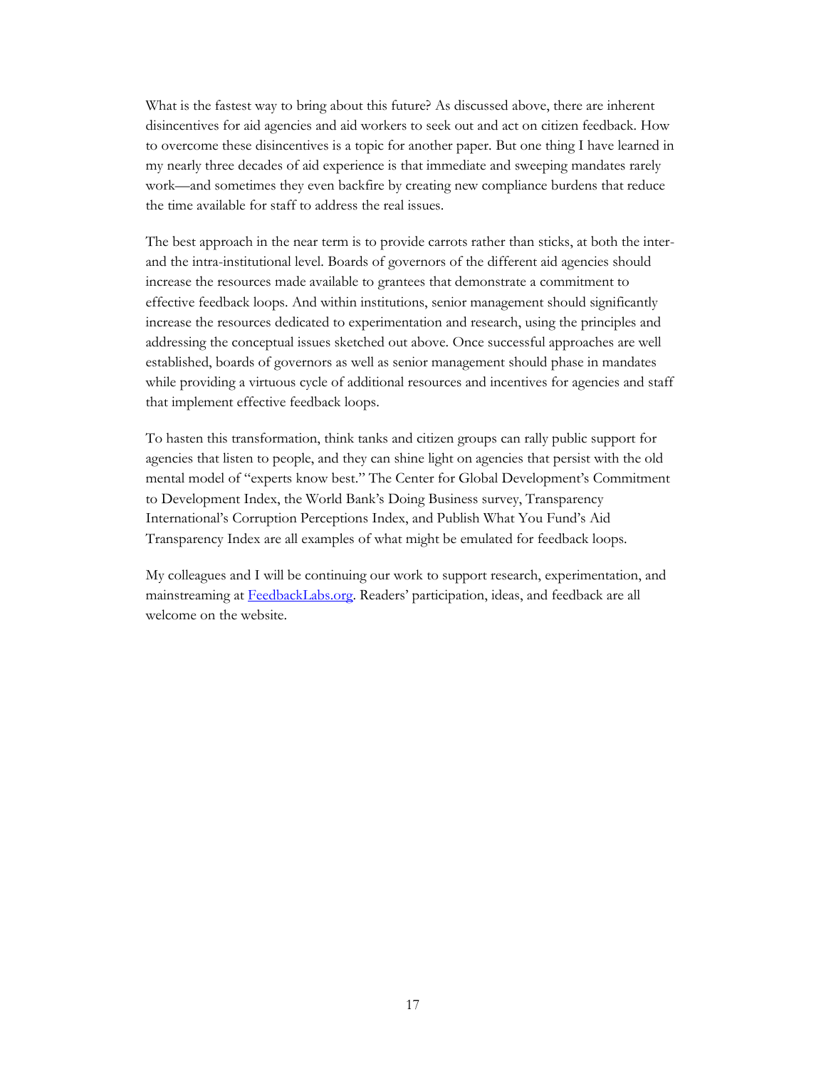What is the fastest way to bring about this future? As discussed above, there are inherent disincentives for aid agencies and aid workers to seek out and act on citizen feedback. How to overcome these disincentives is a topic for another paper. But one thing I have learned in my nearly three decades of aid experience is that immediate and sweeping mandates rarely work—and sometimes they even backfire by creating new compliance burdens that reduce the time available for staff to address the real issues.

The best approach in the near term is to provide carrots rather than sticks, at both the inter- and the intra-institutional level. Boards of governors of the different aid agencies should increase the resources made available to grantees that demonstrate a commitment to effective feedback loops. And within institutions, senior management should significantly increase the resources dedicated to experimentation and research, using the principles and addressing the conceptual issues sketched out above. Once successful approaches are well established, boards of governors as well as senior management should phase in mandates while providing a virtuous cycle of additional resources and incentives for agencies and staff that implement effective feedback loops.

To hasten this transformation, think tanks and citizen groups can rally public support for agencies that listen to people, and they can shine light on agencies that persist with the old mental model of "experts know best." The Center for Global Development's Commitment to Development Index, the World Bank's Doing Business survey, Transparency International's Corruption Perceptions Index, and Publish What You Fund's Aid Transparency Index are all examples of what might be emulated for feedback loops.

My colleagues and I will be continuing our work to support research, experimentation, and mainstreaming at [FeedbackLabs.org](http://FeedbackLabs.org). Readers' participation, ideas, and feedback are all welcome on the website.